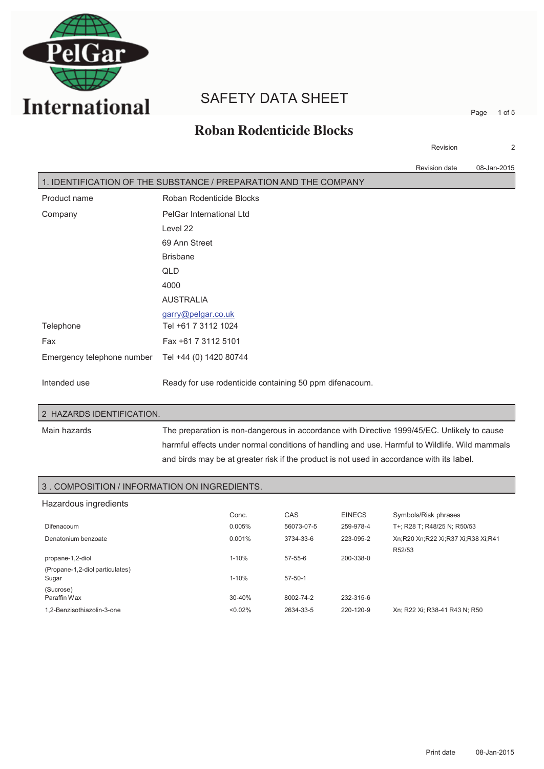# SAFETY DATA SHEET

## Roban Rodenticide Blocks

Revision 2

Revision date 08-Jan-2015

### 1. IDENTIFICATION OF THE SUBSTANCE / PREPARATION AND THE COMPANY

| | |
|---|---|
| Product name | Roban Rodenticide Blocks |
| Company | PelGar International Ltd<br>Level 22<br>69 Ann Street<br>Brisbane<br>QLD<br>4000<br>AUSTRALIA<br>garry@pelgar.co.uk |
| Telephone | Tel +61 7 3112 1024 |
| Fax | Fax +61 7 3112 5101 |
| Emergency telephone number | Tel +44 (0) 1420 80744 |
| Intended use | Ready for use rodenticide containing 50 ppm difenacoum. |

### 2 HAZARDS IDENTIFICATION.

| | |
|---|---|
| Main hazards | The preparation is non-dangerous in accordance with Directive 1999/45/EC. Unlikely to cause harmful effects under normal conditions of handling and use. Harmful to Wildlife. Wild mammals and birds may be at greater risk if the product is not used in accordance with its label. |

### 3 . COMPOSITION / INFORMATION ON INGREDIENTS.

Hazardous ingredients

| | Conc. | CAS | EINECS | Symbols/Risk phrases |
|---|---|---|---|---|
| Difenacoum | 0.005% | 56073-07-5 | 259-978-4 | T+; R28 T; R48/25 N; R50/53 |
| Denatonium benzoate | 0.001% | 3734-33-6 | 223-095-2 | Xn;R20 Xn;R22 Xi;R37 Xi;R38 Xi;R41 R52/53 |
| propane-1,2-diol (Propane-1,2-diol particulates) | 1-10% | 57-55-6 | 200-338-0 | |
| Sugar (Sucrose) | 1-10% | 57-50-1 | | |
| Paraffin Wax | 30-40% | 8002-74-2 | 232-315-6 | |
| 1,2-Benzisothiazolin-3-one | <0.02% | 2634-33-5 | 220-120-9 | Xn; R22 Xi; R38-41 R43 N; R50 |

Print date 08-Jan-2015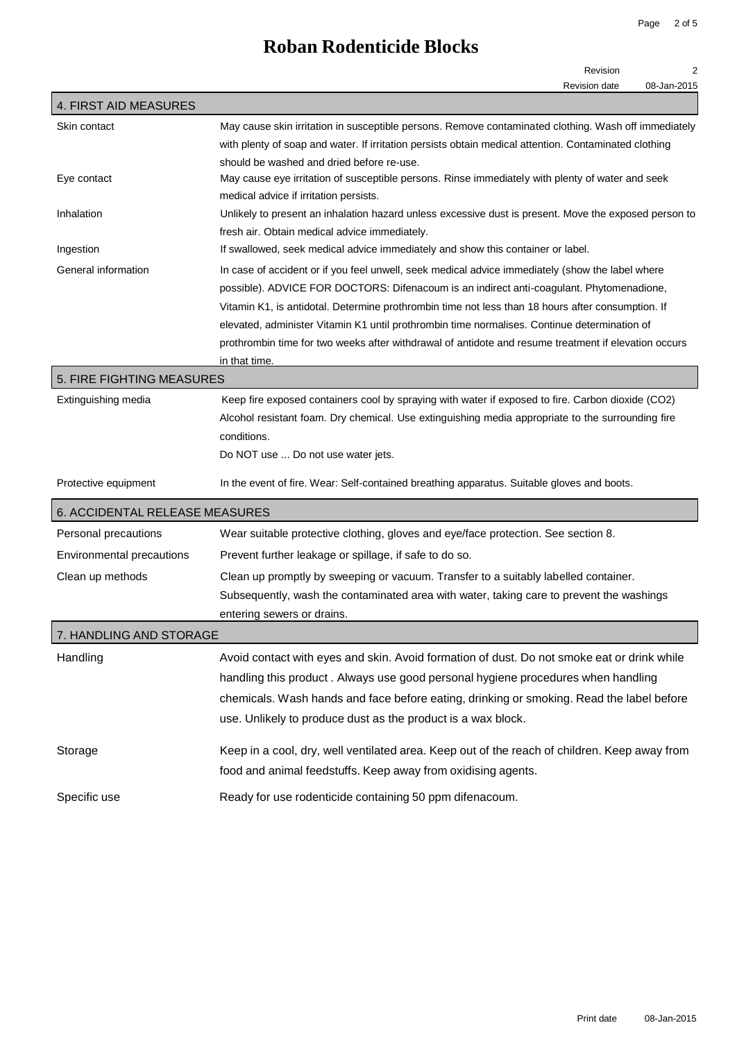# Roban Rodenticide Blocks

Revision 2
Revision date 08-Jan-2015

## 4. FIRST AID MEASURES

| | |
|---|---|
| Skin contact | May cause skin irritation in susceptible persons. Remove contaminated clothing. Wash off immediately with plenty of soap and water. If irritation persists obtain medical attention. Contaminated clothing should be washed and dried before re-use. |
| Eye contact | May cause eye irritation of susceptible persons. Rinse immediately with plenty of water and seek medical advice if irritation persists. |
| Inhalation | Unlikely to present an inhalation hazard unless excessive dust is present. Move the exposed person to fresh air. Obtain medical advice immediately. |
| Ingestion | If swallowed, seek medical advice immediately and show this container or label. |
| General information | In case of accident or if you feel unwell, seek medical advice immediately (show the label where possible). ADVICE FOR DOCTORS: Difenacoum is an indirect anti-coagulant. Phytomenadione, Vitamin K1, is antidotal. Determine prothrombin time not less than 18 hours after consumption. If elevated, administer Vitamin K1 until prothrombin time normalises. Continue determination of prothrombin time for two weeks after withdrawal of antidote and resume treatment if elevation occurs in that time. |

## 5. FIRE FIGHTING MEASURES

| | |
|---|---|
| Extinguishing media | Keep fire exposed containers cool by spraying with water if exposed to fire. Carbon dioxide ($CO_2$) Alcohol resistant foam. Dry chemical. Use extinguishing media appropriate to the surrounding fire conditions.<br>Do NOT use ... Do not use water jets. |
| Protective equipment | In the event of fire. Wear: Self-contained breathing apparatus. Suitable gloves and boots. |

## 6. ACCIDENTAL RELEASE MEASURES

| | |
|---|---|
| Personal precautions | Wear suitable protective clothing, gloves and eye/face protection. See section 8. |
| Environmental precautions | Prevent further leakage or spillage, if safe to do so. |
| Clean up methods | Clean up promptly by sweeping or vacuum. Transfer to a suitably labelled container. Subsequently, wash the contaminated area with water, taking care to prevent the washings entering sewers or drains. |

## 7. HANDLING AND STORAGE

| | |
|---|---|
| Handling | Avoid contact with eyes and skin. Avoid formation of dust. Do not smoke eat or drink while handling this product . Always use good personal hygiene procedures when handling chemicals. Wash hands and face before eating, drinking or smoking. Read the label before use. Unlikely to produce dust as the product is a wax block. |
| Storage | Keep in a cool, dry, well ventilated area. Keep out of the reach of children. Keep away from food and animal feedstuffs. Keep away from oxidising agents. |
| Specific use | Ready for use rodenticide containing 50 ppm difenacoum. |

Print date 08-Jan-2015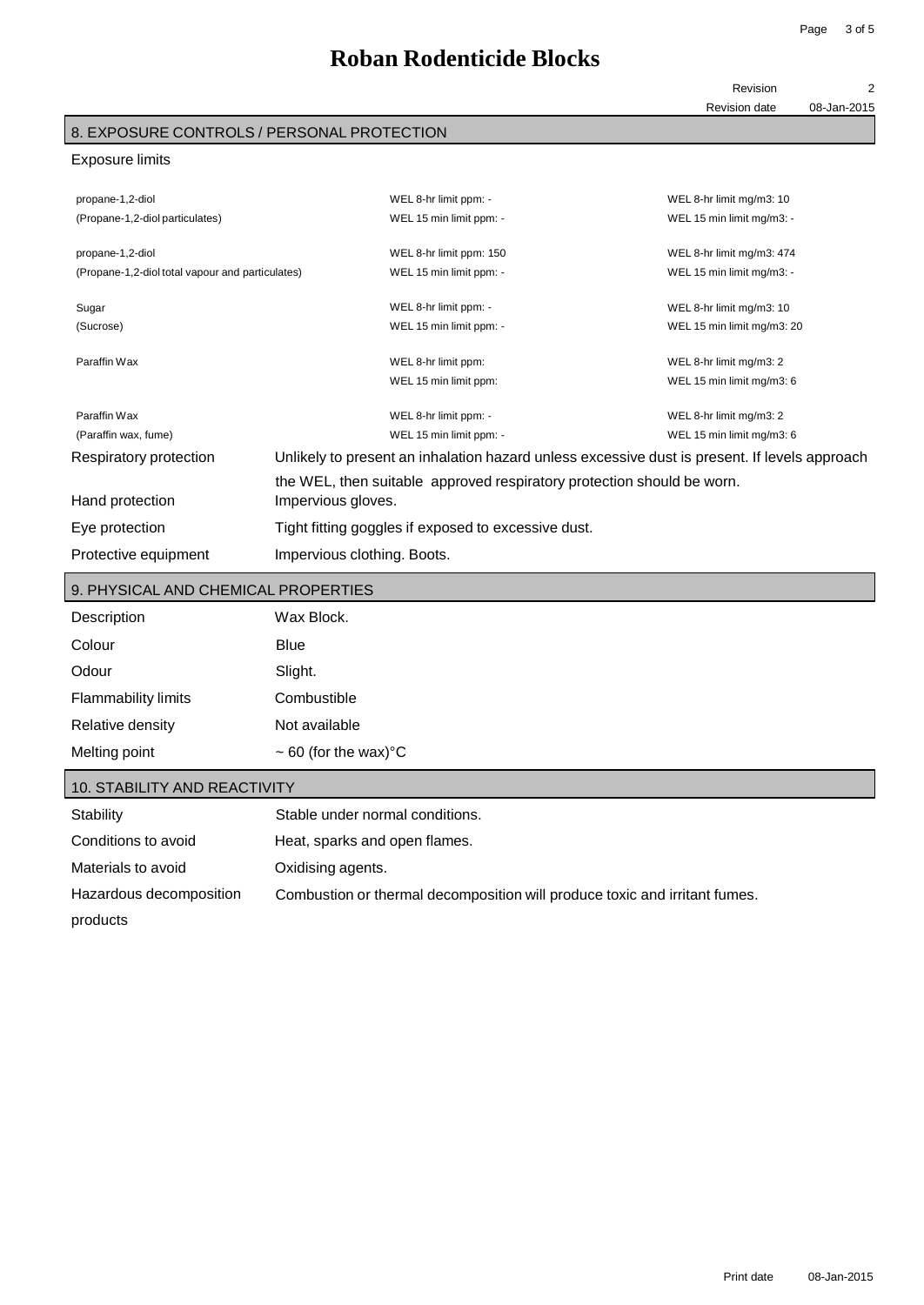## 8. EXPOSURE CONTROLS / PERSONAL PROTECTION

### Exposure limits

| | | |
|---|---|---|
| propane-1,2-diol | WEL 8-hr limit ppm: - | WEL 8-hr limit mg/m3: 10 |
| (Propane-1,2-diol particulates) | WEL 15 min limit ppm: - | WEL 15 min limit mg/m3: - |
| propane-1,2-diol | WEL 8-hr limit ppm: 150 | WEL 8-hr limit mg/m3: 474 |
| (Propane-1,2-diol total vapour and particulates) | WEL 15 min limit ppm: - | WEL 15 min limit mg/m3: - |
| Sugar | WEL 8-hr limit ppm: - | WEL 8-hr limit mg/m3: 10 |
| (Sucrose) | WEL 15 min limit ppm: - | WEL 15 min limit mg/m3: 20 |
| Paraffin Wax | WEL 8-hr limit ppm: | WEL 8-hr limit mg/m3: 2 |
| | WEL 15 min limit ppm: | WEL 15 min limit mg/m3: 6 |
| Paraffin Wax | WEL 8-hr limit ppm: - | WEL 8-hr limit mg/m3: 2 |
| (Paraffin wax, fume) | WEL 15 min limit ppm: - | WEL 15 min limit mg/m3: 6 |

| | |
|---|---|
| Respiratory protection | Unlikely to present an inhalation hazard unless excessive dust is present. If levels approach the WEL, then suitable approved respiratory protection should be worn. |
| Hand protection | Impervious gloves. |
| Eye protection | Tight fitting goggles if exposed to excessive dust. |
| Protective equipment | Impervious clothing. Boots. |

## 9. PHYSICAL AND CHEMICAL PROPERTIES

| | |
|---|---|
| Description | Wax Block. |
| Colour | Blue |
| Odour | Slight. |
| Flammability limits | Combustible |
| Relative density | Not available |
| Melting point | ~ 60 (for the wax)°C |

## 10. STABILITY AND REACTIVITY

| | |
|---|---|
| Stability | Stable under normal conditions. |
| Conditions to avoid | Heat, sparks and open flames. |
| Materials to avoid | Oxidising agents. |
| Hazardous decomposition products | Combustion or thermal decomposition will produce toxic and irritant fumes. |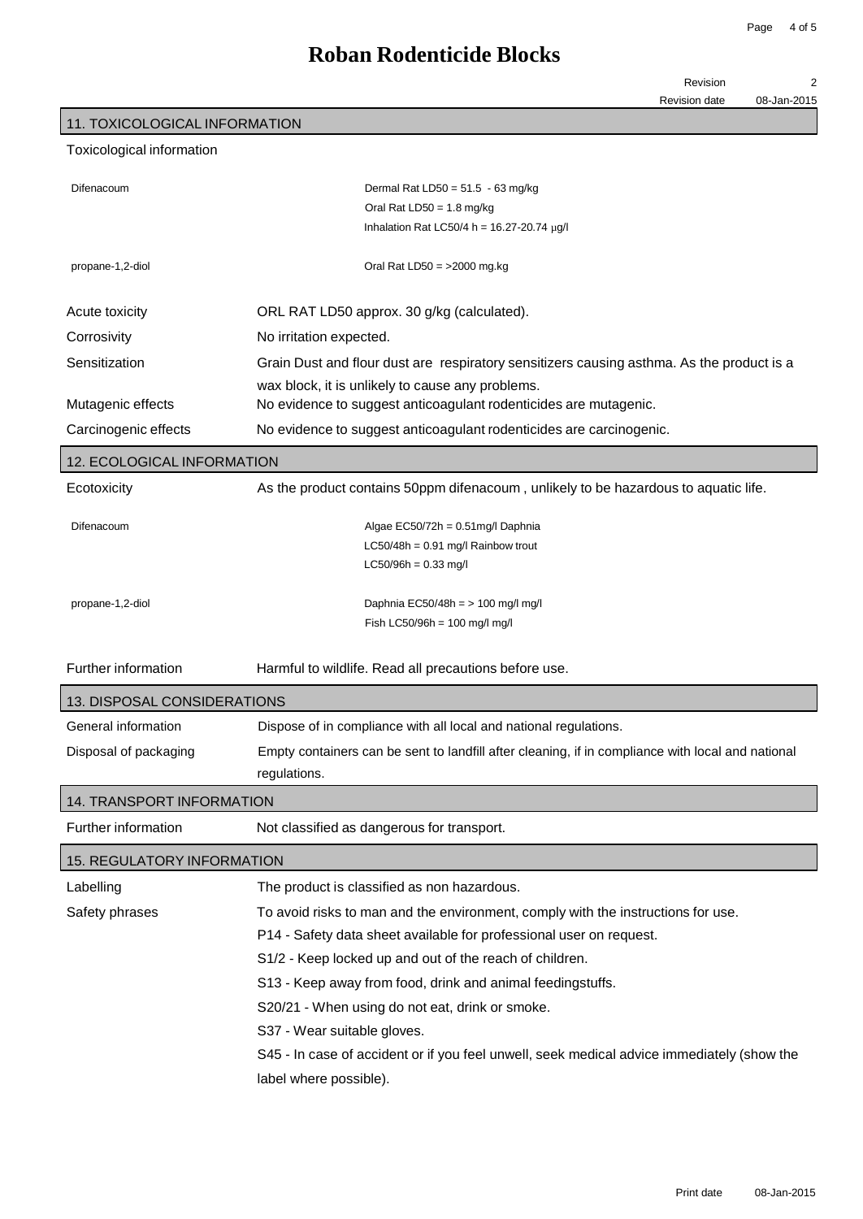# Roban Rodenticide Blocks

Revision 2

Revision date 08-Jan-2015

## 11. TOXICOLOGICAL INFORMATION

Toxicological information

| | |
|---|---|
| Difenacoum | Dermal Rat LD50 = 51.5 - 63 mg/kg<br>Oral Rat LD50 = 1.8 mg/kg<br>Inhalation Rat LC50/4 h = 16.27-20.74 µg/l |
| propane-1,2-diol | Oral Rat LD50 = >2000 mg.kg |

| | |
|---|---|
| Acute toxicity | ORL RAT LD50 approx. 30 g/kg (calculated). |
| Corrosivity | No irritation expected. |
| Sensitization | Grain Dust and flour dust are respiratory sensitizers causing asthma. As the product is a wax block, it is unlikely to cause any problems. |
| Mutagenic effects | No evidence to suggest anticoagulant rodenticides are mutagenic. |
| Carcinogenic effects | No evidence to suggest anticoagulant rodenticides are carcinogenic. |

## 12. ECOLOGICAL INFORMATION

Ecotoxicity: As the product contains 50ppm difenacoum , unlikely to be hazardous to aquatic life.

| | |
|---|---|
| Difenacoum | Algae EC50/72h = 0.51mg/l Daphnia<br>LC50/48h = 0.91 mg/l Rainbow trout<br>LC50/96h = 0.33 mg/l |
| propane-1,2-diol | Daphnia EC50/48h = > 100 mg/l mg/l<br>Fish LC50/96h = 100 mg/l mg/l |

Further information: Harmful to wildlife. Read all precautions before use.

## 13. DISPOSAL CONSIDERATIONS

| | |
|---|---|
| General information | Dispose of in compliance with all local and national regulations. |
| Disposal of packaging | Empty containers can be sent to landfill after cleaning, if in compliance with local and national regulations. |

## 14. TRANSPORT INFORMATION

Further information: Not classified as dangerous for transport.

## 15. REGULATORY INFORMATION

Labelling: The product is classified as non hazardous.

Safety phrases:

To avoid risks to man and the environment, comply with the instructions for use.

P14 - Safety data sheet available for professional user on request.

S1/2 - Keep locked up and out of the reach of children.

S13 - Keep away from food, drink and animal feedingstuffs.

S20/21 - When using do not eat, drink or smoke.

S37 - Wear suitable gloves.

S45 - In case of accident or if you feel unwell, seek medical advice immediately (show the label where possible).

Print date 08-Jan-2015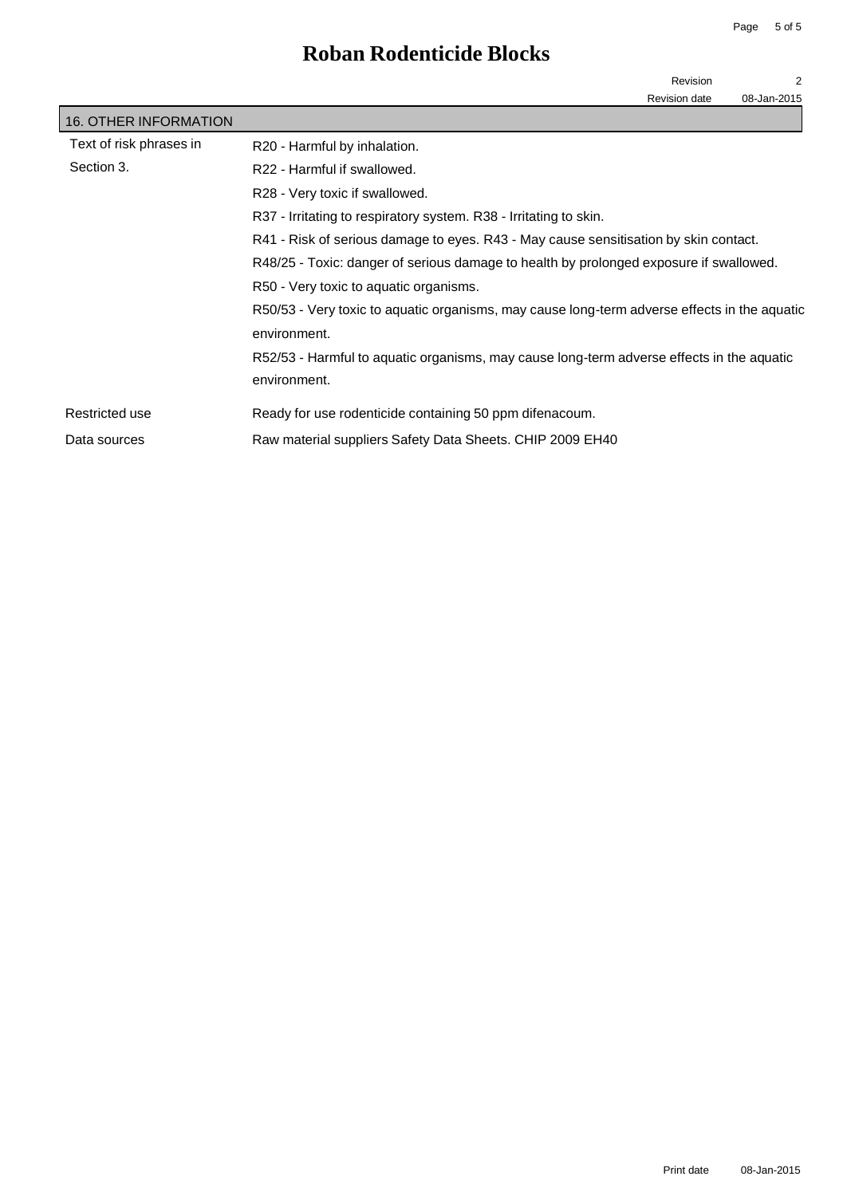## 16. OTHER INFORMATION

| | |
|---|---|
| Text of risk phrases in Section 3. | R20 - Harmful by inhalation.<br>R22 - Harmful if swallowed.<br>R28 - Very toxic if swallowed.<br>R37 - Irritating to respiratory system. R38 - Irritating to skin.<br>R41 - Risk of serious damage to eyes. R43 - May cause sensitisation by skin contact.<br>R48/25 - Toxic: danger of serious damage to health by prolonged exposure if swallowed.<br>R50 - Very toxic to aquatic organisms.<br>R50/53 - Very toxic to aquatic organisms, may cause long-term adverse effects in the aquatic environment.<br>R52/53 - Harmful to aquatic organisms, may cause long-term adverse effects in the aquatic environment. |
| Restricted use | Ready for use rodenticide containing 50 ppm difenacoum. |
| Data sources | Raw material suppliers Safety Data Sheets. CHIP 2009 EH40 |